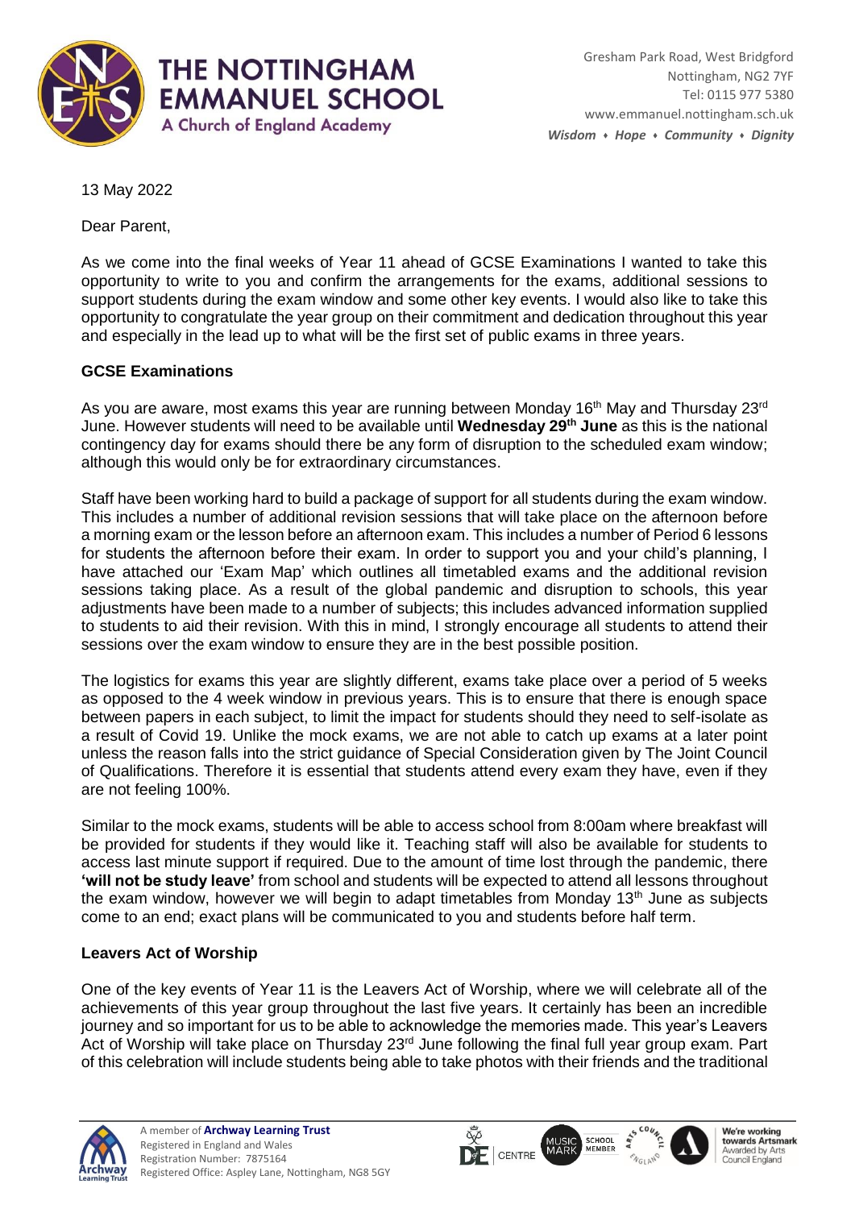# THE NOTTINGHAM EMMANUEL SCHOOL

A Church of England Academy

Gresham Park Road, West Bridgford
Nottingham, NG2 7YF
Tel: 0115 977 5380
www.emmanuel.nottingham.sch.uk
*Wisdom ♦ Hope ♦ Community ♦ Dignity*

13 May 2022

Dear Parent,

As we come into the final weeks of Year 11 ahead of GCSE Examinations I wanted to take this opportunity to write to you and confirm the arrangements for the exams, additional sessions to support students during the exam window and some other key events. I would also like to take this opportunity to congratulate the year group on their commitment and dedication throughout this year and especially in the lead up to what will be the first set of public exams in three years.

**GCSE Examinations**

As you are aware, most exams this year are running between Monday 16th May and Thursday 23rd June. However students will need to be available until **Wednesday 29th June** as this is the national contingency day for exams should there be any form of disruption to the scheduled exam window; although this would only be for extraordinary circumstances.

Staff have been working hard to build a package of support for all students during the exam window. This includes a number of additional revision sessions that will take place on the afternoon before a morning exam or the lesson before an afternoon exam. This includes a number of Period 6 lessons for students the afternoon before their exam. In order to support you and your child's planning, I have attached our 'Exam Map' which outlines all timetabled exams and the additional revision sessions taking place. As a result of the global pandemic and disruption to schools, this year adjustments have been made to a number of subjects; this includes advanced information supplied to students to aid their revision. With this in mind, I strongly encourage all students to attend their sessions over the exam window to ensure they are in the best possible position.

The logistics for exams this year are slightly different, exams take place over a period of 5 weeks as opposed to the 4 week window in previous years. This is to ensure that there is enough space between papers in each subject, to limit the impact for students should they need to self-isolate as a result of Covid 19. Unlike the mock exams, we are not able to catch up exams at a later point unless the reason falls into the strict guidance of Special Consideration given by The Joint Council of Qualifications. Therefore it is essential that students attend every exam they have, even if they are not feeling 100%.

Similar to the mock exams, students will be able to access school from 8:00am where breakfast will be provided for students if they would like it. Teaching staff will also be available for students to access last minute support if required. Due to the amount of time lost through the pandemic, there **'will not be study leave'** from school and students will be expected to attend all lessons throughout the exam window, however we will begin to adapt timetables from Monday 13th June as subjects come to an end; exact plans will be communicated to you and students before half term.

**Leavers Act of Worship**

One of the key events of Year 11 is the Leavers Act of Worship, where we will celebrate all of the achievements of this year group throughout the last five years. It certainly has been an incredible journey and so important for us to be able to acknowledge the memories made. This year's Leavers Act of Worship will take place on Thursday 23rd June following the final full year group exam. Part of this celebration will include students being able to take photos with their friends and the traditional

A member of **Archway Learning Trust**
Registered in England and Wales
Registration Number: 7875164
Registered Office: Aspley Lane, Nottingham, NG8 5GY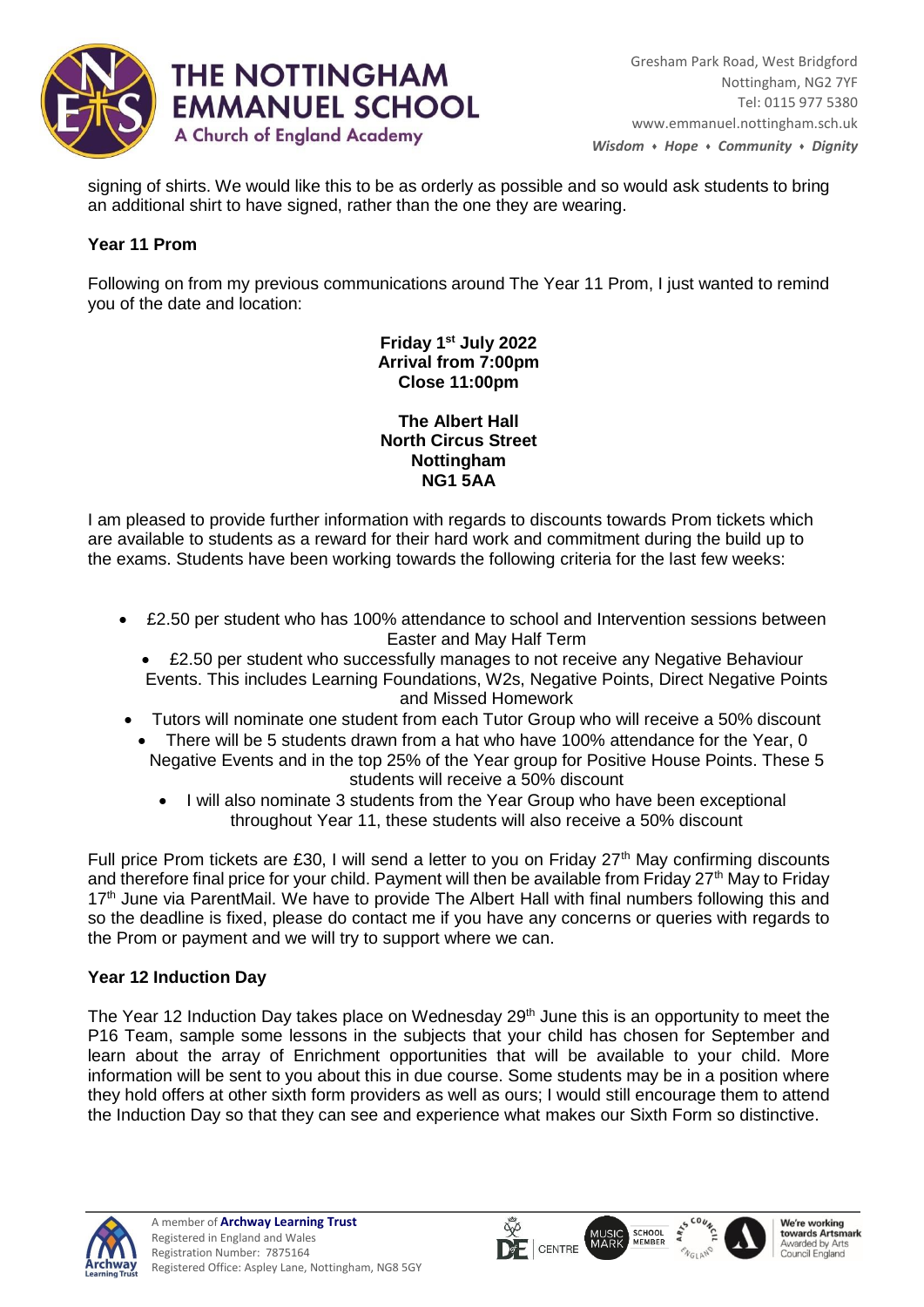signing of shirts. We would like this to be as orderly as possible and so would ask students to bring an additional shirt to have signed, rather than the one they are wearing.

**Year 11 Prom**

Following on from my previous communications around The Year 11 Prom, I just wanted to remind you of the date and location:

**Friday 1st July 2022**
**Arrival from 7:00pm**
**Close 11:00pm**

**The Albert Hall**
**North Circus Street**
**Nottingham**
**NG1 5AA**

I am pleased to provide further information with regards to discounts towards Prom tickets which are available to students as a reward for their hard work and commitment during the build up to the exams. Students have been working towards the following criteria for the last few weeks:

- £2.50 per student who has 100% attendance to school and Intervention sessions between Easter and May Half Term
- £2.50 per student who successfully manages to not receive any Negative Behaviour Events. This includes Learning Foundations, W2s, Negative Points, Direct Negative Points and Missed Homework
- Tutors will nominate one student from each Tutor Group who will receive a 50% discount
- There will be 5 students drawn from a hat who have 100% attendance for the Year, 0 Negative Events and in the top 25% of the Year group for Positive House Points. These 5 students will receive a 50% discount
- I will also nominate 3 students from the Year Group who have been exceptional throughout Year 11, these students will also receive a 50% discount

Full price Prom tickets are £30, I will send a letter to you on Friday 27th May confirming discounts and therefore final price for your child. Payment will then be available from Friday 27th May to Friday 17th June via ParentMail. We have to provide The Albert Hall with final numbers following this and so the deadline is fixed, please do contact me if you have any concerns or queries with regards to the Prom or payment and we will try to support where we can.

**Year 12 Induction Day**

The Year 12 Induction Day takes place on Wednesday 29th June this is an opportunity to meet the P16 Team, sample some lessons in the subjects that your child has chosen for September and learn about the array of Enrichment opportunities that will be available to your child. More information will be sent to you about this in due course. Some students may be in a position where they hold offers at other sixth form providers as well as ours; I would still encourage them to attend the Induction Day so that they can see and experience what makes our Sixth Form so distinctive.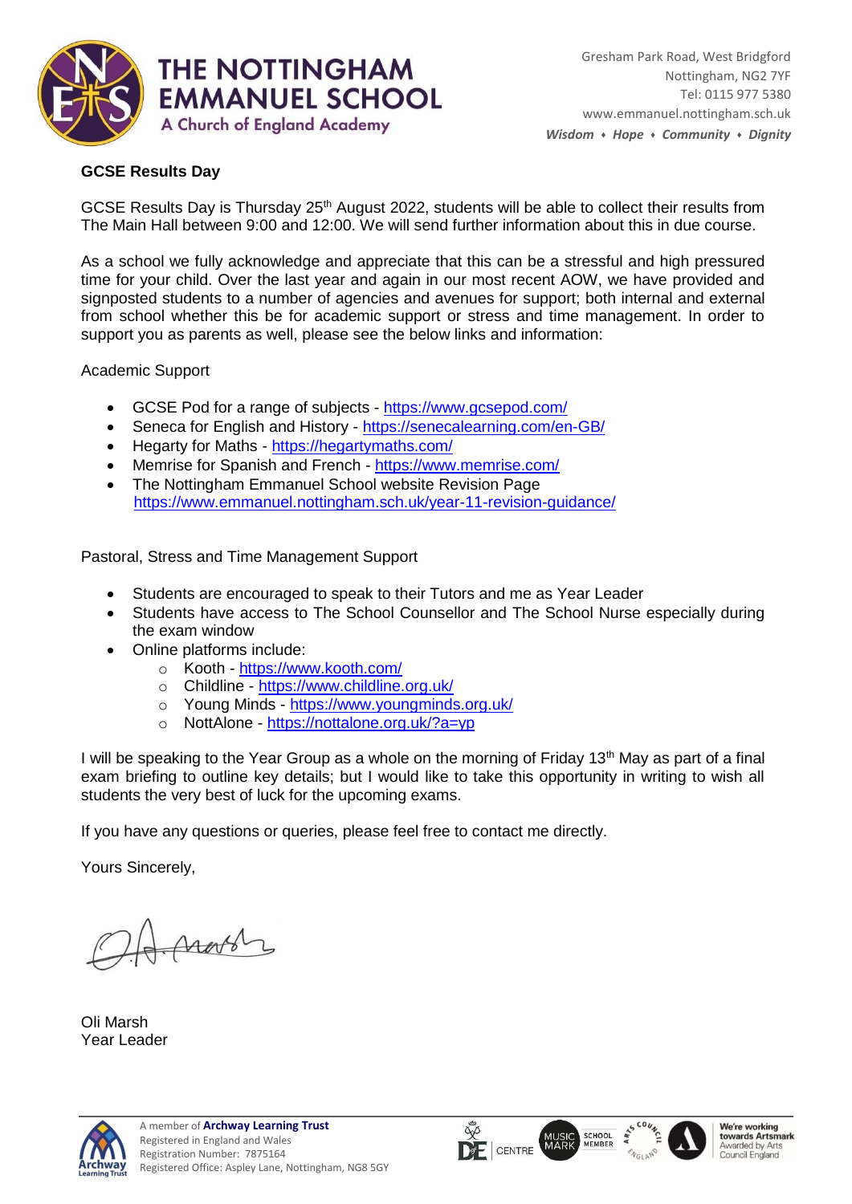## GCSE Results Day

GCSE Results Day is Thursday 25th August 2022, students will be able to collect their results from The Main Hall between 9:00 and 12:00. We will send further information about this in due course.

As a school we fully acknowledge and appreciate that this can be a stressful and high pressured time for your child. Over the last year and again in our most recent AOW, we have provided and signposted students to a number of agencies and avenues for support; both internal and external from school whether this be for academic support or stress and time management. In order to support you as parents as well, please see the below links and information:

Academic Support

- GCSE Pod for a range of subjects - https://www.gcsepod.com/
- Seneca for English and History - https://senecalearning.com/en-GB/
- Hegarty for Maths - https://hegartymaths.com/
- Memrise for Spanish and French - https://www.memrise.com/
- The Nottingham Emmanuel School website Revision Page https://www.emmanuel.nottingham.sch.uk/year-11-revision-guidance/

Pastoral, Stress and Time Management Support

- Students are encouraged to speak to their Tutors and me as Year Leader
- Students have access to The School Counsellor and The School Nurse especially during the exam window
- Online platforms include:
  - Kooth - https://www.kooth.com/
  - Childline - https://www.childline.org.uk/
  - Young Minds - https://www.youngminds.org.uk/
  - NottAlone - https://nottalone.org.uk/?a=yp

I will be speaking to the Year Group as a whole on the morning of Friday 13th May as part of a final exam briefing to outline key details; but I would like to take this opportunity in writing to wish all students the very best of luck for the upcoming exams.

If you have any questions or queries, please feel free to contact me directly.

Yours Sincerely,

Oli Marsh
Year Leader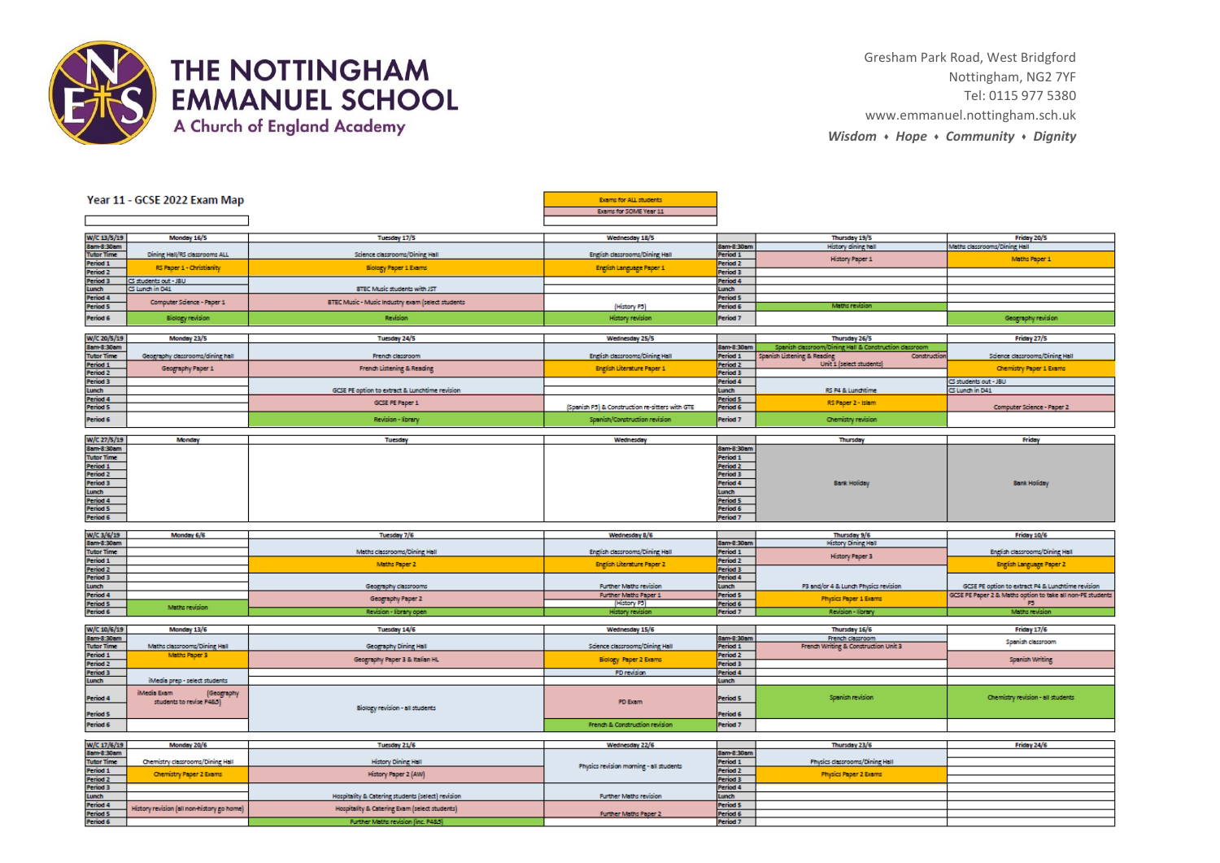# THE NOTTINGHAM EMMANUEL SCHOOL

A Church of England Academy

Gresham Park Road, West Bridgford
Nottingham, NG2 7YF
Tel: 0115 977 5380
www.emmanuel.nottingham.sch.uk
*Wisdom ♦ Hope ♦ Community ♦ Dignity*

## Year 11 - GCSE 2022 Exam Map

| Key |
|---|
| Exams for ALL students |
| Exams for SOME Year 11 |

| W/C 13/5/19 | Monday 16/5 | Tuesday 17/5 | Wednesday 18/5 | | Thursday 19/5 | Friday 20/5 |
|---|---|---|---|---|---|---|
| 8am-8:30am | | | | 8am-8:30am | History dining hall | Maths classrooms/Dining Hall |
| Tutor Time | Dining Hall/RS classrooms ALL | Science classrooms/Dining Hall | English classrooms/Dining Hall | Period 1 | History Paper 1 | Maths Paper 1 |
| Period 1 | RS Paper 1 - Christianity | Biology Paper 1 Exams | English Language Paper 1 | Period 2 | | |
| Period 2 | | | | Period 3 | | |
| Period 3 | CS students out - JBU | | | Period 4 | | |
| Lunch | CS Lunch in D41 | BTEC Music students with JST | | Lunch | | |
| Period 4 | Computer Science - Paper 1 | BTEC Music - Music Industry exam (select students | | Period 5 | | |
| Period 5 | | | (History P5) | Period 6 | Maths revision | |
| Period 6 | Biology revision | Revision | History revision | Period 7 | | Geography revision |

| W/C 20/5/19 | Monday 23/5 | Tuesday 24/5 | Wednesday 25/5 | | Thursday 26/5 | Friday 27/5 |
|---|---|---|---|---|---|---|
| 8am-8:30am | | | | 8am-8:30am | Spanish classroom/Dining Hall & Construction classroom | |
| Tutor Time | Geography classrooms/dining hall | French classroom | English classrooms/Dining Hall | Period 1 | Spanish Listening & Reading / Construction Unit 1 (select students) | Science classrooms/Dining Hall |
| Period 1 | Geography Paper 1 | French Listening & Reading | English Literature Paper 1 | Period 2 | | Chemistry Paper 1 Exams |
| Period 2 | | | | Period 3 | | |
| Period 3 | | | | Period 4 | | CS students out - JBU |
| Lunch | | GCSE PE option to extract & Lunchtime revision | | Lunch | RS P4 & Lunchtime | CS Lunch in D41 |
| Period 4 | | GCSE PE Paper 1 | | Period 5 | RS Paper 2 - Islam | |
| Period 5 | | | (Spanish P5) & Construction re-sitters with GTE | Period 6 | | Computer Science - Paper 2 |
| Period 6 | | Revision - library | Spanish/Construction revision | Period 7 | Chemistry revision | |

| W/C 27/5/19 | Monday | Tuesday | Wednesday | | Thursday | Friday |
|---|---|---|---|---|---|---|
| 8am-8:30am | | | | 8am-8:30am | | |
| Tutor Time | | | | Period 1 | | |
| Period 1 | | | | Period 2 | | |
| Period 2 | | | | Period 3 | | |
| Period 3 | | | | Period 4 | Bank Holiday | Bank Holiday |
| Lunch | | | | Lunch | | |
| Period 4 | | | | Period 5 | | |
| Period 5 | | | | Period 6 | | |
| Period 6 | | | | Period 7 | | |

| W/C 3/6/19 | Monday 6/6 | Tuesday 7/6 | Wednesday 8/6 | | Thursday 9/6 | Friday 10/6 |
|---|---|---|---|---|---|---|
| 8am-8:30am | | | | 8am-8:30am | History Dining Hall | |
| Tutor Time | | Maths classrooms/Dining Hall | English classrooms/Dining Hall | Period 1 | History Paper 3 | English classrooms/Dining Hall |
| Period 1 | | Maths Paper 2 | English Literature Paper 2 | Period 2 | | English Language Paper 2 |
| Period 2 | | | | Period 3 | | |
| Period 3 | | | | Period 4 | | |
| Lunch | | Geography classrooms | Further Maths revision | Lunch | P3 and/or 4 & Lunch Physics revision | GCSE PE option to extract P4 & Lunchtime revision |
| Period 4 | | Geography Paper 2 | Further Maths Paper 1 | Period 5 | Physics Paper 1 Exams | GCSE PE Paper 2 & Maths option to take all non-PE students P5 |
| Period 5 | Maths revision | | (History P5) | Period 6 | | |
| Period 6 | | Revision - library open | History revision | Period 7 | Revision - library | Maths revision |

| W/C 10/6/19 | Monday 13/6 | Tuesday 14/6 | Wednesday 15/6 | | Thursday 16/6 | Friday 17/6 |
|---|---|---|---|---|---|---|
| 8am-8:30am | | | | 8am-8:30am | French classroom | Spanish classroom |
| Tutor Time | Maths classrooms/Dining Hall | Geography Dining Hall | Science classrooms/Dining Hall | Period 1 | French Writing & Construction Unit 3 | |
| Period 1 | Maths Paper 3 | Geography Paper 3 & Italian HL | Biology Paper 2 Exams | Period 2 | | Spanish Writing |
| Period 2 | | | | Period 3 | | |
| Period 3 | | | PD revision | Period 4 | | |
| Lunch | iMedia prep - select students | | | Lunch | | |
| Period 4 | iMedia Exam (Geography students to revise P4&5) | Biology revision - all students | PD Exam | Period 5 | Spanish revision | Chemistry revision - all students |
| Period 5 | | | | Period 6 | | |
| Period 6 | | | French & Construction revision | Period 7 | | |

| W/C 17/6/19 | Monday 20/6 | Tuesday 21/6 | Wednesday 22/6 | | Thursday 23/6 | Friday 24/6 |
|---|---|---|---|---|---|---|
| 8am-8:30am | | | | 8am-8:30am | | |
| Tutor Time | Chemistry classrooms/Dining Hall | History Dining Hall | Physics revision morning - all students | Period 1 | Physics classrooms/Dining Hall | |
| Period 1 | Chemistry Paper 2 Exams | History Paper 2 (AW) | | Period 2 | Physics Paper 2 Exams | |
| Period 2 | | | | Period 3 | | |
| Period 3 | | | | Period 4 | | |
| Lunch | | Hospitality & Catering students (select) revision | Further Maths revision | Lunch | | |
| Period 4 | History revision (all non-history go home) | Hospitality & Catering Exam (select students) | | Period 5 | | |
| Period 5 | | | Further Maths Paper 2 | Period 6 | | |
| Period 6 | | Further Maths revision (inc. P4&5) | | Period 7 | | |